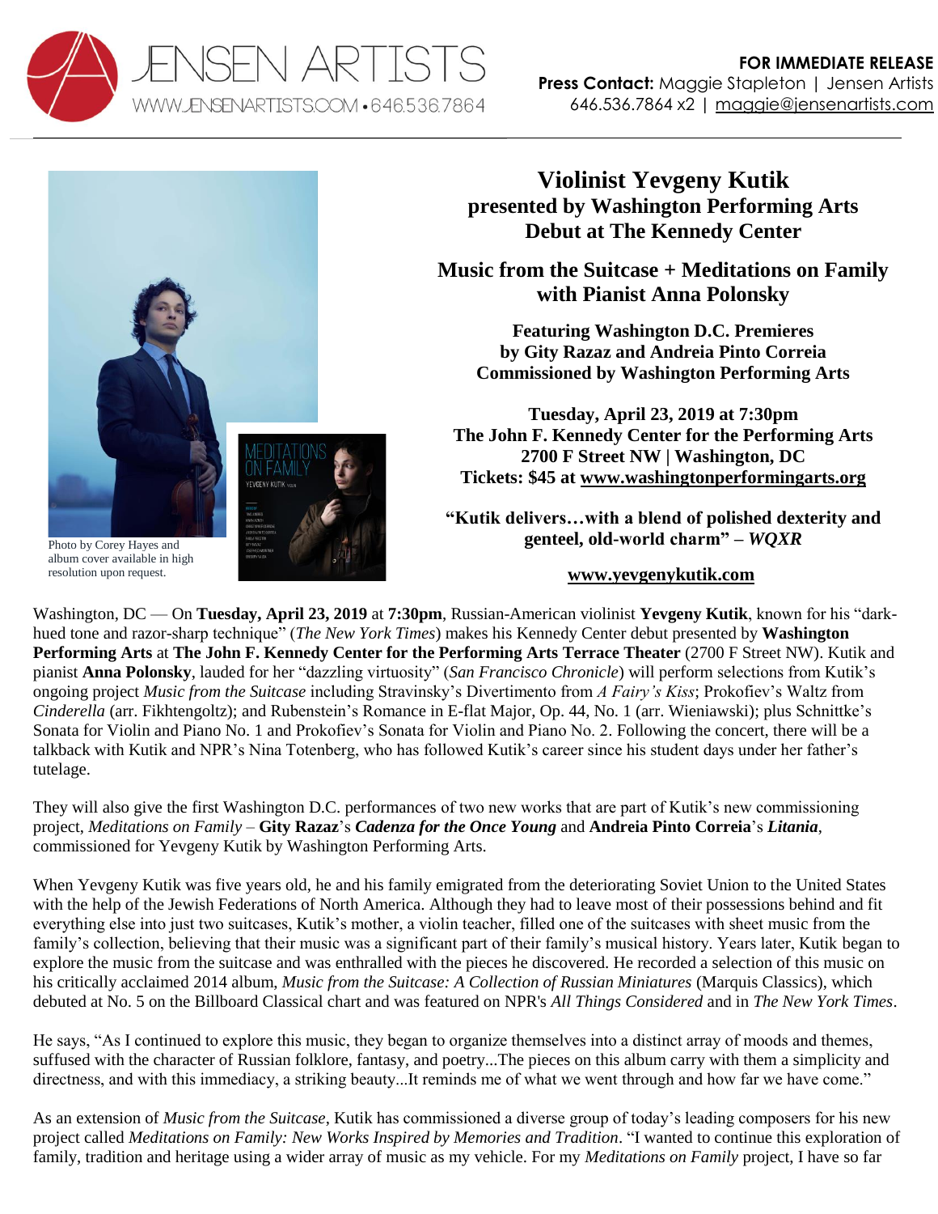JENSEN ARTISTS
WWW.JENSENARTISTS.COM • 646.536.7864

**FOR IMMEDIATE RELEASE**
**Press Contact:** Maggie Stapleton | Jensen Artists
646.536.7864 x2 | maggie@jensenartists.com

Photo by Corey Hayes and album cover available in high resolution upon request.

# Violinist Yevgeny Kutik
## presented by Washington Performing Arts
## Debut at The Kennedy Center

## Music from the Suitcase + Meditations on Family
## with Pianist Anna Polonsky

**Featuring Washington D.C. Premieres**
**by Gity Razaz and Andreia Pinto Correia**
**Commissioned by Washington Performing Arts**

**Tuesday, April 23, 2019 at 7:30pm**
**The John F. Kennedy Center for the Performing Arts**
**2700 F Street NW | Washington, DC**
**Tickets: $45 at www.washingtonperformingarts.org**

**"Kutik delivers…with a blend of polished dexterity and genteel, old-world charm" –** ***WQXR***

**www.yevgenykutik.com**

Washington, DC — On **Tuesday, April 23, 2019** at **7:30pm**, Russian-American violinist **Yevgeny Kutik**, known for his "dark-hued tone and razor-sharp technique" (*The New York Times*) makes his Kennedy Center debut presented by **Washington Performing Arts** at **The John F. Kennedy Center for the Performing Arts Terrace Theater** (2700 F Street NW). Kutik and pianist **Anna Polonsky**, lauded for her "dazzling virtuosity" (*San Francisco Chronicle*) will perform selections from Kutik's ongoing project *Music from the Suitcase* including Stravinsky's Divertimento from *A Fairy's Kiss*; Prokofiev's Waltz from *Cinderella* (arr. Fikhtengoltz); and Rubenstein's Romance in E-flat Major, Op. 44, No. 1 (arr. Wieniawski); plus Schnittke's Sonata for Violin and Piano No. 1 and Prokofiev's Sonata for Violin and Piano No. 2. Following the concert, there will be a talkback with Kutik and NPR's Nina Totenberg, who has followed Kutik's career since his student days under her father's tutelage.

They will also give the first Washington D.C. performances of two new works that are part of Kutik's new commissioning project, *Meditations on Family* – **Gity Razaz**'s ***Cadenza for the Once Young*** and **Andreia Pinto Correia**'s ***Litania***, commissioned for Yevgeny Kutik by Washington Performing Arts.

When Yevgeny Kutik was five years old, he and his family emigrated from the deteriorating Soviet Union to the United States with the help of the Jewish Federations of North America. Although they had to leave most of their possessions behind and fit everything else into just two suitcases, Kutik's mother, a violin teacher, filled one of the suitcases with sheet music from the family's collection, believing that their music was a significant part of their family's musical history. Years later, Kutik began to explore the music from the suitcase and was enthralled with the pieces he discovered. He recorded a selection of this music on his critically acclaimed 2014 album, *Music from the Suitcase: A Collection of Russian Miniatures* (Marquis Classics), which debuted at No. 5 on the Billboard Classical chart and was featured on NPR's *All Things Considered* and in *The New York Times*.

He says, "As I continued to explore this music, they began to organize themselves into a distinct array of moods and themes, suffused with the character of Russian folklore, fantasy, and poetry...The pieces on this album carry with them a simplicity and directness, and with this immediacy, a striking beauty...It reminds me of what we went through and how far we have come."

As an extension of *Music from the Suitcase*, Kutik has commissioned a diverse group of today's leading composers for his new project called *Meditations on Family: New Works Inspired by Memories and Tradition*. "I wanted to continue this exploration of family, tradition and heritage using a wider array of music as my vehicle. For my *Meditations on Family* project, I have so far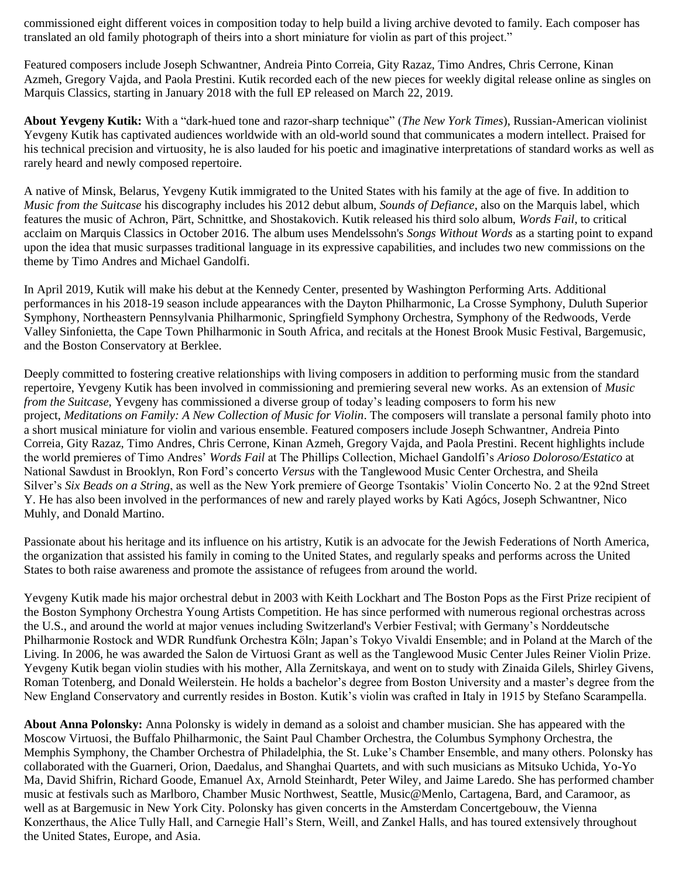commissioned eight different voices in composition today to help build a living archive devoted to family. Each composer has translated an old family photograph of theirs into a short miniature for violin as part of this project."

Featured composers include Joseph Schwantner, Andreia Pinto Correia, Gity Razaz, Timo Andres, Chris Cerrone, Kinan Azmeh, Gregory Vajda, and Paola Prestini. Kutik recorded each of the new pieces for weekly digital release online as singles on Marquis Classics, starting in January 2018 with the full EP released on March 22, 2019.

**About Yevgeny Kutik:** With a "dark-hued tone and razor-sharp technique" (*The New York Times*), Russian-American violinist Yevgeny Kutik has captivated audiences worldwide with an old-world sound that communicates a modern intellect. Praised for his technical precision and virtuosity, he is also lauded for his poetic and imaginative interpretations of standard works as well as rarely heard and newly composed repertoire.

A native of Minsk, Belarus, Yevgeny Kutik immigrated to the United States with his family at the age of five. In addition to *Music from the Suitcase* his discography includes his 2012 debut album, *Sounds of Defiance*, also on the Marquis label, which features the music of Achron, Pärt, Schnittke, and Shostakovich. Kutik released his third solo album, *Words Fail*, to critical acclaim on Marquis Classics in October 2016. The album uses Mendelssohn's *Songs Without Words* as a starting point to expand upon the idea that music surpasses traditional language in its expressive capabilities, and includes two new commissions on the theme by Timo Andres and Michael Gandolfi.

In April 2019, Kutik will make his debut at the Kennedy Center, presented by Washington Performing Arts. Additional performances in his 2018-19 season include appearances with the Dayton Philharmonic, La Crosse Symphony, Duluth Superior Symphony, Northeastern Pennsylvania Philharmonic, Springfield Symphony Orchestra, Symphony of the Redwoods, Verde Valley Sinfonietta, the Cape Town Philharmonic in South Africa, and recitals at the Honest Brook Music Festival, Bargemusic, and the Boston Conservatory at Berklee.

Deeply committed to fostering creative relationships with living composers in addition to performing music from the standard repertoire, Yevgeny Kutik has been involved in commissioning and premiering several new works. As an extension of *Music from the Suitcase*, Yevgeny has commissioned a diverse group of today's leading composers to form his new project, *Meditations on Family: A New Collection of Music for Violin*. The composers will translate a personal family photo into a short musical miniature for violin and various ensemble. Featured composers include Joseph Schwantner, Andreia Pinto Correia, Gity Razaz, Timo Andres, Chris Cerrone, Kinan Azmeh, Gregory Vajda, and Paola Prestini. Recent highlights include the world premieres of Timo Andres' *Words Fail* at The Phillips Collection, Michael Gandolfi's *Arioso Doloroso/Estatico* at National Sawdust in Brooklyn, Ron Ford's concerto *Versus* with the Tanglewood Music Center Orchestra, and Sheila Silver's *Six Beads on a String*, as well as the New York premiere of George Tsontakis' Violin Concerto No. 2 at the 92nd Street Y. He has also been involved in the performances of new and rarely played works by Kati Agócs, Joseph Schwantner, Nico Muhly, and Donald Martino.

Passionate about his heritage and its influence on his artistry, Kutik is an advocate for the Jewish Federations of North America, the organization that assisted his family in coming to the United States, and regularly speaks and performs across the United States to both raise awareness and promote the assistance of refugees from around the world.

Yevgeny Kutik made his major orchestral debut in 2003 with Keith Lockhart and The Boston Pops as the First Prize recipient of the Boston Symphony Orchestra Young Artists Competition. He has since performed with numerous regional orchestras across the U.S., and around the world at major venues including Switzerland's Verbier Festival; with Germany's Norddeutsche Philharmonie Rostock and WDR Rundfunk Orchestra Köln; Japan's Tokyo Vivaldi Ensemble; and in Poland at the March of the Living. In 2006, he was awarded the Salon de Virtuosi Grant as well as the Tanglewood Music Center Jules Reiner Violin Prize. Yevgeny Kutik began violin studies with his mother, Alla Zernitskaya, and went on to study with Zinaida Gilels, Shirley Givens, Roman Totenberg, and Donald Weilerstein. He holds a bachelor's degree from Boston University and a master's degree from the New England Conservatory and currently resides in Boston. Kutik's violin was crafted in Italy in 1915 by Stefano Scarampella.

**About Anna Polonsky:** Anna Polonsky is widely in demand as a soloist and chamber musician. She has appeared with the Moscow Virtuosi, the Buffalo Philharmonic, the Saint Paul Chamber Orchestra, the Columbus Symphony Orchestra, the Memphis Symphony, the Chamber Orchestra of Philadelphia, the St. Luke's Chamber Ensemble, and many others. Polonsky has collaborated with the Guarneri, Orion, Daedalus, and Shanghai Quartets, and with such musicians as Mitsuko Uchida, Yo-Yo Ma, David Shifrin, Richard Goode, Emanuel Ax, Arnold Steinhardt, Peter Wiley, and Jaime Laredo. She has performed chamber music at festivals such as Marlboro, Chamber Music Northwest, Seattle, Music@Menlo, Cartagena, Bard, and Caramoor, as well as at Bargemusic in New York City. Polonsky has given concerts in the Amsterdam Concertgebouw, the Vienna Konzerthaus, the Alice Tully Hall, and Carnegie Hall's Stern, Weill, and Zankel Halls, and has toured extensively throughout the United States, Europe, and Asia.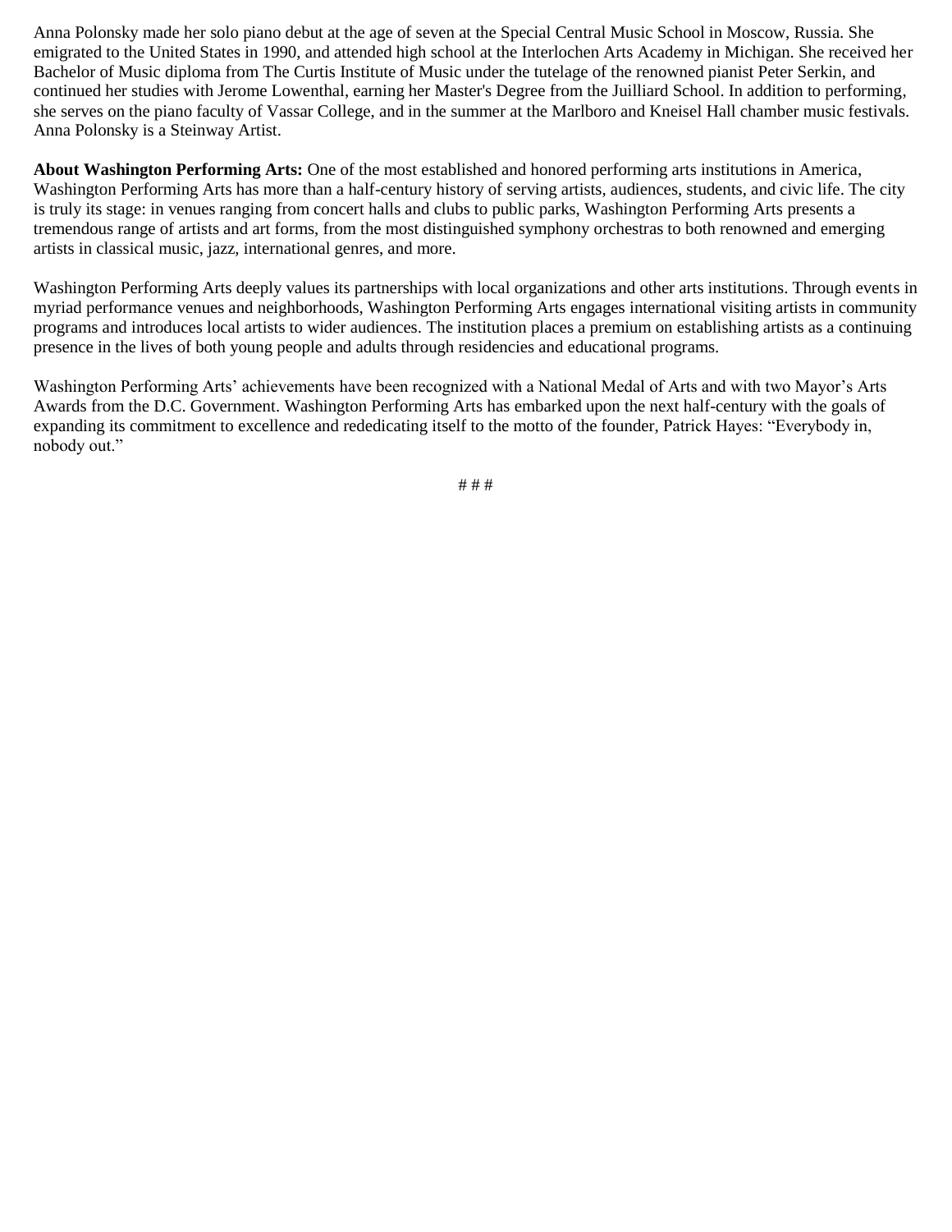Anna Polonsky made her solo piano debut at the age of seven at the Special Central Music School in Moscow, Russia. She emigrated to the United States in 1990, and attended high school at the Interlochen Arts Academy in Michigan. She received her Bachelor of Music diploma from The Curtis Institute of Music under the tutelage of the renowned pianist Peter Serkin, and continued her studies with Jerome Lowenthal, earning her Master's Degree from the Juilliard School. In addition to performing, she serves on the piano faculty of Vassar College, and in the summer at the Marlboro and Kneisel Hall chamber music festivals. Anna Polonsky is a Steinway Artist.

**About Washington Performing Arts:** One of the most established and honored performing arts institutions in America, Washington Performing Arts has more than a half-century history of serving artists, audiences, students, and civic life. The city is truly its stage: in venues ranging from concert halls and clubs to public parks, Washington Performing Arts presents a tremendous range of artists and art forms, from the most distinguished symphony orchestras to both renowned and emerging artists in classical music, jazz, international genres, and more.

Washington Performing Arts deeply values its partnerships with local organizations and other arts institutions. Through events in myriad performance venues and neighborhoods, Washington Performing Arts engages international visiting artists in community programs and introduces local artists to wider audiences. The institution places a premium on establishing artists as a continuing presence in the lives of both young people and adults through residencies and educational programs.

Washington Performing Arts' achievements have been recognized with a National Medal of Arts and with two Mayor's Arts Awards from the D.C. Government. Washington Performing Arts has embarked upon the next half-century with the goals of expanding its commitment to excellence and rededicating itself to the motto of the founder, Patrick Hayes: "Everybody in, nobody out."

# # #